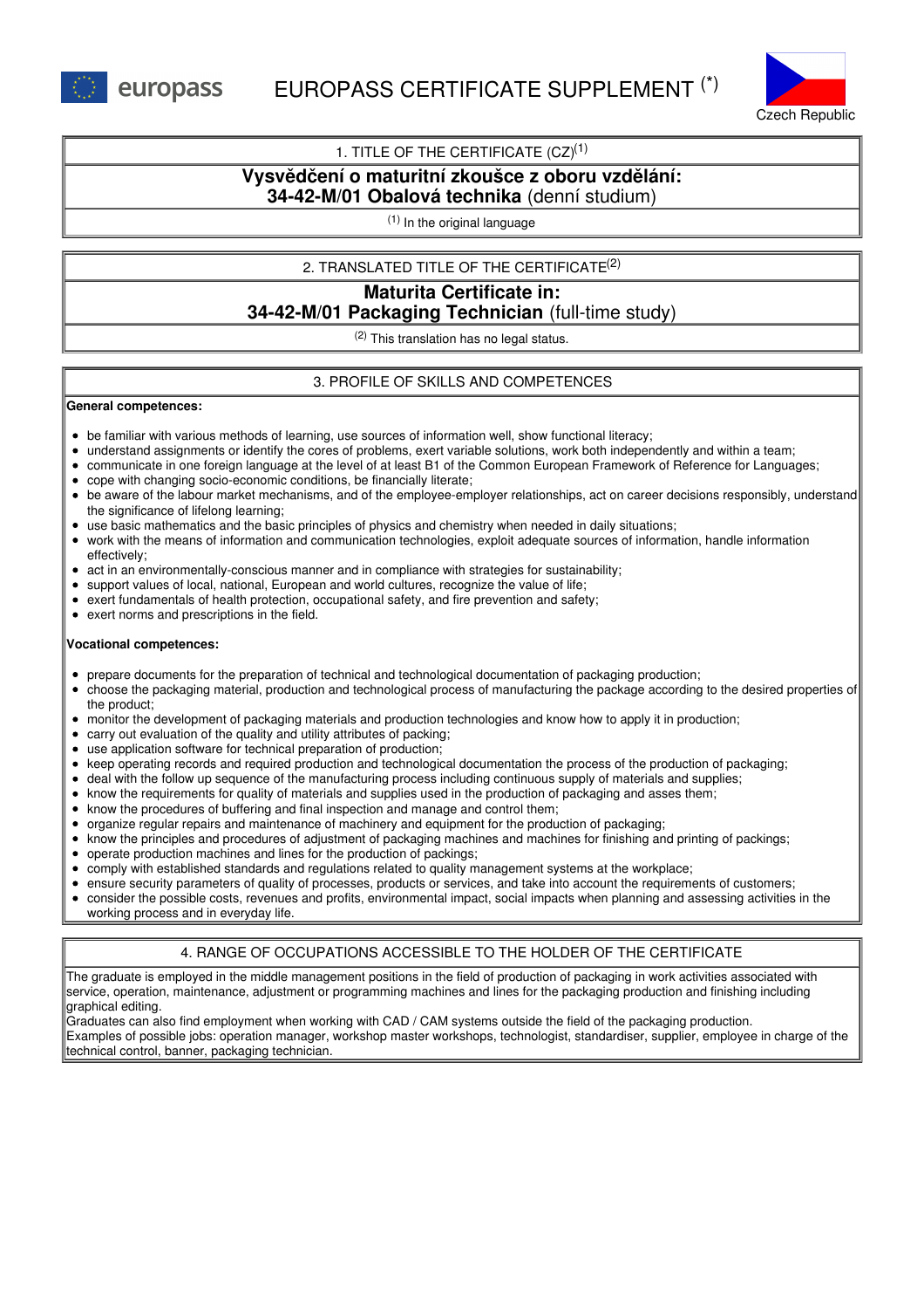# EUROPASS CERTIFICATE SUPPLEMENT (*)

Czech Republic

## 1. TITLE OF THE CERTIFICATE (CZ)[1]

**Vysvědčení o maturitní zkoušce z oboru vzdělání:**
**34-42-M/01 Obalová technika** (denní studium)

[1] In the original language

## 2. TRANSLATED TITLE OF THE CERTIFICATE[2]

**Maturita Certificate in:**
**34-42-M/01 Packaging Technician** (full-time study)

[2] This translation has no legal status.

## 3. PROFILE OF SKILLS AND COMPETENCES

**General competences:**

- be familiar with various methods of learning, use sources of information well, show functional literacy;
- understand assignments or identify the cores of problems, exert variable solutions, work both independently and within a team;
- communicate in one foreign language at the level of at least B1 of the Common European Framework of Reference for Languages;
- cope with changing socio-economic conditions, be financially literate;
- be aware of the labour market mechanisms, and of the employee-employer relationships, act on career decisions responsibly, understand the significance of lifelong learning;
- use basic mathematics and the basic principles of physics and chemistry when needed in daily situations;
- work with the means of information and communication technologies, exploit adequate sources of information, handle information effectively;
- act in an environmentally-conscious manner and in compliance with strategies for sustainability;
- support values of local, national, European and world cultures, recognize the value of life;
- exert fundamentals of health protection, occupational safety, and fire prevention and safety;
- exert norms and prescriptions in the field.

**Vocational competences:**

- prepare documents for the preparation of technical and technological documentation of packaging production;
- choose the packaging material, production and technological process of manufacturing the package according to the desired properties of the product;
- monitor the development of packaging materials and production technologies and know how to apply it in production;
- carry out evaluation of the quality and utility attributes of packing;
- use application software for technical preparation of production;
- keep operating records and required production and technological documentation the process of the production of packaging;
- deal with the follow up sequence of the manufacturing process including continuous supply of materials and supplies;
- know the requirements for quality of materials and supplies used in the production of packaging and asses them;
- know the procedures of buffering and final inspection and manage and control them;
- organize regular repairs and maintenance of machinery and equipment for the production of packaging;
- know the principles and procedures of adjustment of packaging machines and machines for finishing and printing of packings;
- operate production machines and lines for the production of packings;
- comply with established standards and regulations related to quality management systems at the workplace;
- ensure security parameters of quality of processes, products or services, and take into account the requirements of customers;
- consider the possible costs, revenues and profits, environmental impact, social impacts when planning and assessing activities in the working process and in everyday life.

## 4. RANGE OF OCCUPATIONS ACCESSIBLE TO THE HOLDER OF THE CERTIFICATE

The graduate is employed in the middle management positions in the field of production of packaging in work activities associated with service, operation, maintenance, adjustment or programming machines and lines for the packaging production and finishing including graphical editing.
Graduates can also find employment when working with CAD / CAM systems outside the field of the packaging production.
Examples of possible jobs: operation manager, workshop master workshops, technologist, standardiser, supplier, employee in charge of the technical control, banner, packaging technician.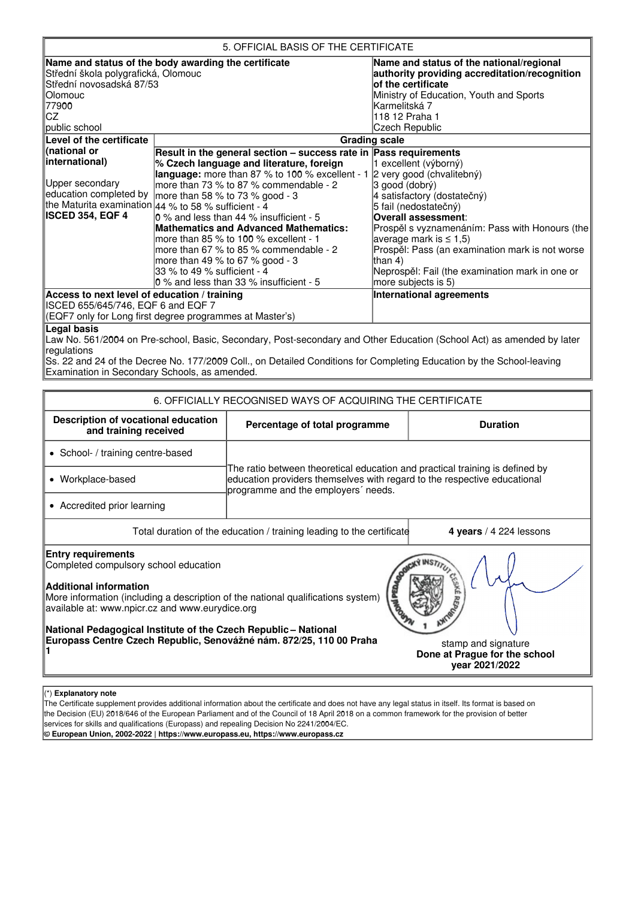## 5. OFFICIAL BASIS OF THE CERTIFICATE

| Name and status of the body awarding the certificate | Name and status of the national/regional authority providing accreditation/recognition of the certificate |
|---|---|
| Střední škola polygrafická, Olomouc<br>Střední novosadská 87/53<br>Olomouc<br>77900<br>CZ<br>public school | Ministry of Education, Youth and Sports<br>Karmelitská 7<br>118 12 Praha 1<br>Czech Republic |

| Level of the certificate (national or international) | Grading scale | |
|---|---|---|
| Upper secondary education completed by the Maturita examination<br>**ISCED 354, EQF 4** | **Result in the general section – success rate in % Czech language and literature, foreign language:** more than 87 % to 100 % excellent - 1<br>more than 73 % to 87 % commendable - 2<br>more than 58 % to 73 % good - 3<br>44 % to 58 % sufficient - 4<br>0 % and less than 44 % insufficient - 5<br>**Mathematics and Advanced Mathematics:**<br>more than 85 % to 100 % excellent - 1<br>more than 67 % to 85 % commendable - 2<br>more than 49 % to 67 % good - 3<br>33 % to 49 % sufficient - 4<br>0 % and less than 33 % insufficient - 5 | **Pass requirements**<br>1 excellent (výborný)<br>2 very good (chvalitebný)<br>3 good (dobrý)<br>4 satisfactory (dostatečný)<br>5 fail (nedostatečný)<br>**Overall assessment**:<br>Prospěl s vyznamenáním: Pass with Honours (the average mark is ≤ 1,5)<br>Prospěl: Pass (an examination mark is not worse than 4)<br>Neprospěl: Fail (the examination mark in one or more subjects is 5) |

| Access to next level of education / training | International agreements |
|---|---|
| ISCED 655/645/746, EQF 6 and EQF 7<br>(EQF7 only for Long first degree programmes at Master's) | |

**Legal basis**

Law No. 561/2004 on Pre-school, Basic, Secondary, Post-secondary and Other Education (School Act) as amended by later regulations

Ss. 22 and 24 of the Decree No. 177/2009 Coll., on Detailed Conditions for Completing Education by the School-leaving Examination in Secondary Schools, as amended.

## 6. OFFICIALLY RECOGNISED WAYS OF ACQUIRING THE CERTIFICATE

| Description of vocational education and training received | Percentage of total programme | Duration |
|---|---|---|
| • School- / training centre-based | The ratio between theoretical education and practical training is defined by education providers themselves with regard to the respective educational programme and the employers´ needs. | |
| • Workplace-based | | |
| • Accredited prior learning | | |
| Total duration of the education / training leading to the certificate | | **4 years** / 4 224 lessons |

**Entry requirements**

Completed compulsory school education

**Additional information**

More information (including a description of the national qualifications system) available at: www.npicr.cz and www.eurydice.org

**National Pedagogical Institute of the Czech Republic – National Europass Centre Czech Republic, Senovážné nám. 872/25, 110 00 Praha 1**

stamp and signature

**Done at Prague for the school year 2021/2022**

(*) **Explanatory note**

The Certificate supplement provides additional information about the certificate and does not have any legal status in itself. Its format is based on the Decision (EU) 2018/646 of the European Parliament and of the Council of 18 April 2018 on a common framework for the provision of better services for skills and qualifications (Europass) and repealing Decision No 2241/2004/EC.

**© European Union, 2002-2022 | https://www.europass.eu, https://www.europass.cz**